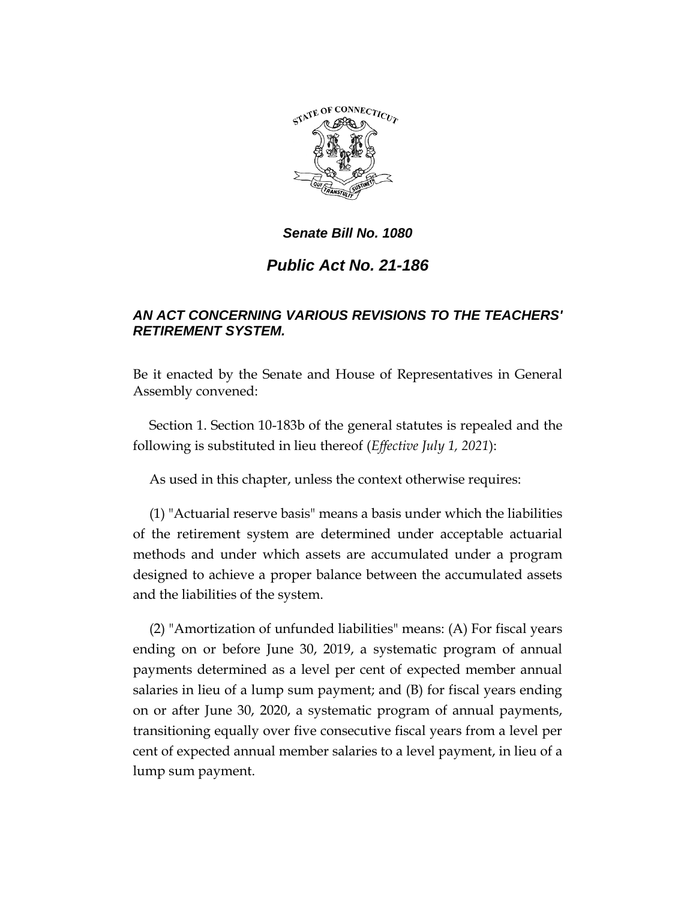***Senate Bill No. 1080***

# *Public Act No. 21-186*

### *AN ACT CONCERNING VARIOUS REVISIONS TO THE TEACHERS' RETIREMENT SYSTEM.*

Be it enacted by the Senate and House of Representatives in General Assembly convened:

Section 1. Section 10-183b of the general statutes is repealed and the following is substituted in lieu thereof (*Effective July 1, 2021*):

As used in this chapter, unless the context otherwise requires:

(1) "Actuarial reserve basis" means a basis under which the liabilities of the retirement system are determined under acceptable actuarial methods and under which assets are accumulated under a program designed to achieve a proper balance between the accumulated assets and the liabilities of the system.

(2) "Amortization of unfunded liabilities" means: (A) For fiscal years ending on or before June 30, 2019, a systematic program of annual payments determined as a level per cent of expected member annual salaries in lieu of a lump sum payment; and (B) for fiscal years ending on or after June 30, 2020, a systematic program of annual payments, transitioning equally over five consecutive fiscal years from a level per cent of expected annual member salaries to a level payment, in lieu of a lump sum payment.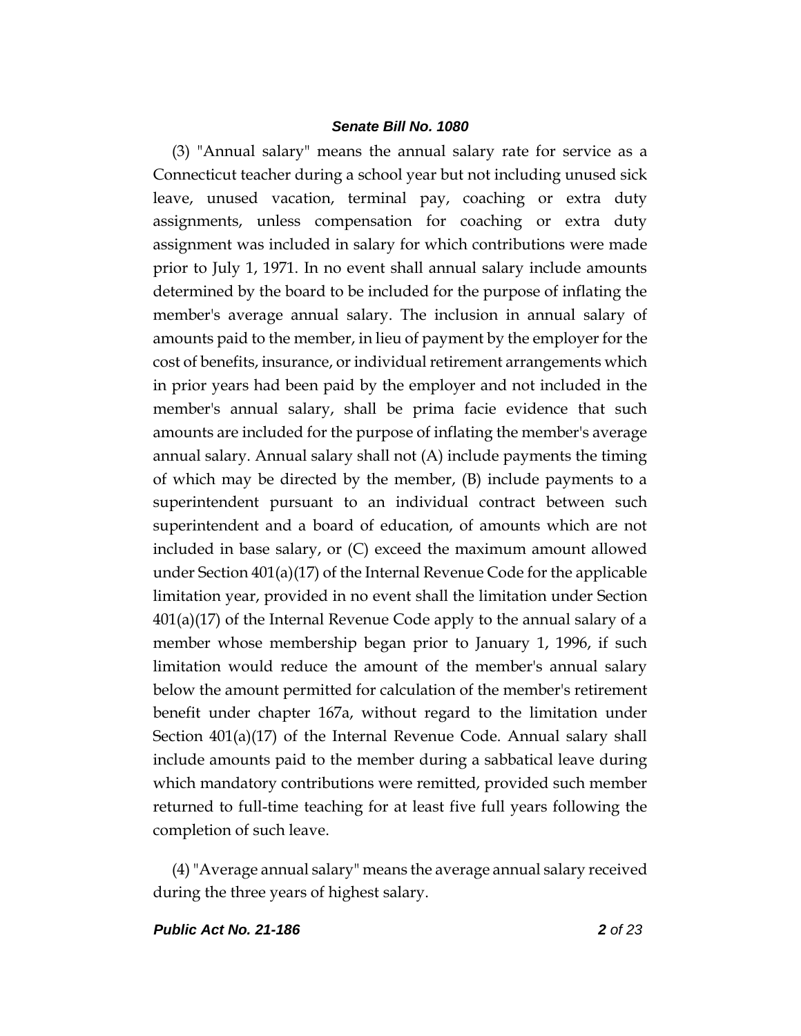(3) "Annual salary" means the annual salary rate for service as a Connecticut teacher during a school year but not including unused sick leave, unused vacation, terminal pay, coaching or extra duty assignments, unless compensation for coaching or extra duty assignment was included in salary for which contributions were made prior to July 1, 1971. In no event shall annual salary include amounts determined by the board to be included for the purpose of inflating the member's average annual salary. The inclusion in annual salary of amounts paid to the member, in lieu of payment by the employer for the cost of benefits, insurance, or individual retirement arrangements which in prior years had been paid by the employer and not included in the member's annual salary, shall be prima facie evidence that such amounts are included for the purpose of inflating the member's average annual salary. Annual salary shall not (A) include payments the timing of which may be directed by the member, (B) include payments to a superintendent pursuant to an individual contract between such superintendent and a board of education, of amounts which are not included in base salary, or (C) exceed the maximum amount allowed under Section 401(a)(17) of the Internal Revenue Code for the applicable limitation year, provided in no event shall the limitation under Section 401(a)(17) of the Internal Revenue Code apply to the annual salary of a member whose membership began prior to January 1, 1996, if such limitation would reduce the amount of the member's annual salary below the amount permitted for calculation of the member's retirement benefit under chapter 167a, without regard to the limitation under Section 401(a)(17) of the Internal Revenue Code. Annual salary shall include amounts paid to the member during a sabbatical leave during which mandatory contributions were remitted, provided such member returned to full-time teaching for at least five full years following the completion of such leave.

(4) "Average annual salary" means the average annual salary received during the three years of highest salary.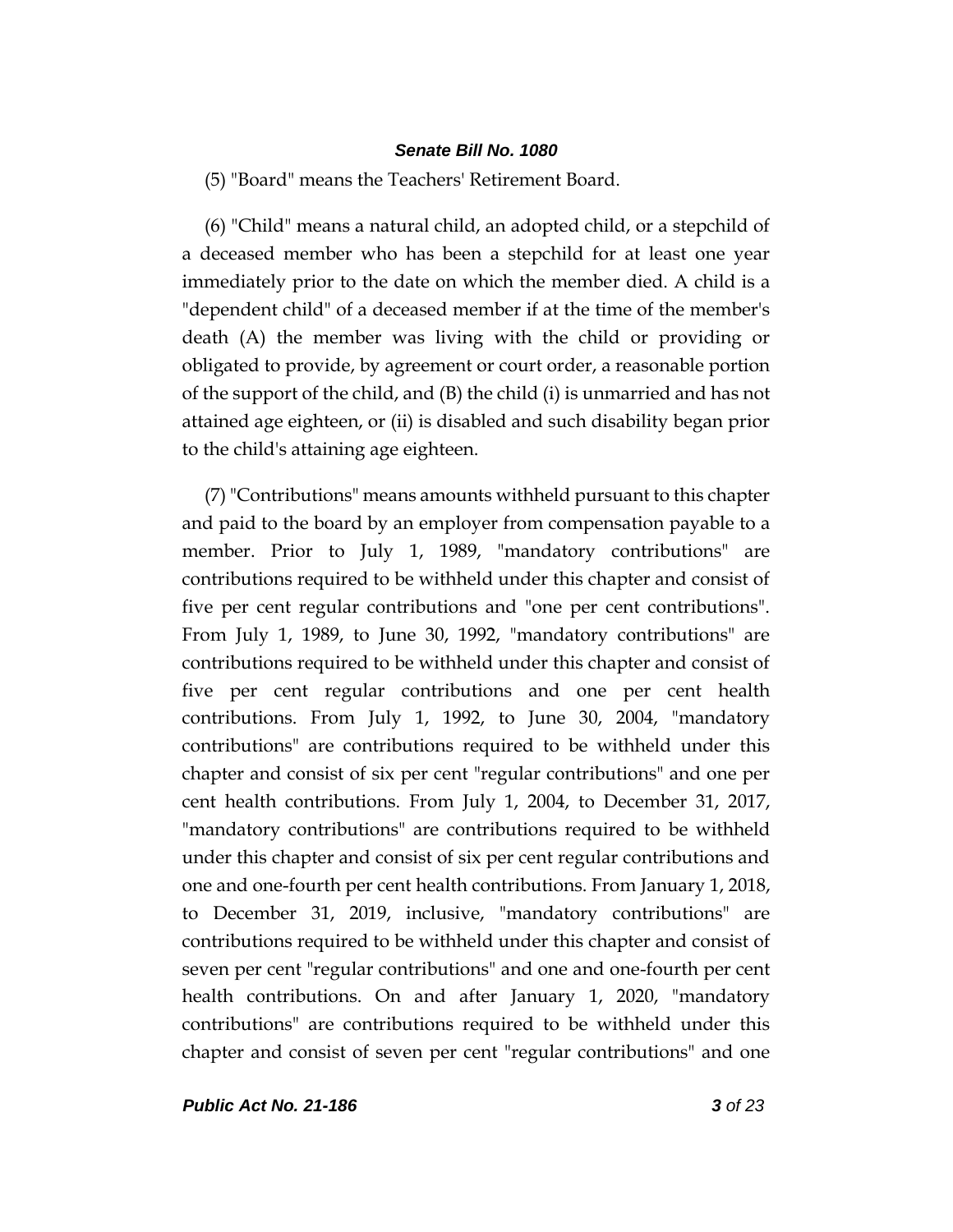(5) "Board" means the Teachers' Retirement Board.

(6) "Child" means a natural child, an adopted child, or a stepchild of a deceased member who has been a stepchild for at least one year immediately prior to the date on which the member died. A child is a "dependent child" of a deceased member if at the time of the member's death (A) the member was living with the child or providing or obligated to provide, by agreement or court order, a reasonable portion of the support of the child, and (B) the child (i) is unmarried and has not attained age eighteen, or (ii) is disabled and such disability began prior to the child's attaining age eighteen.

(7) "Contributions" means amounts withheld pursuant to this chapter and paid to the board by an employer from compensation payable to a member. Prior to July 1, 1989, "mandatory contributions" are contributions required to be withheld under this chapter and consist of five per cent regular contributions and "one per cent contributions". From July 1, 1989, to June 30, 1992, "mandatory contributions" are contributions required to be withheld under this chapter and consist of five per cent regular contributions and one per cent health contributions. From July 1, 1992, to June 30, 2004, "mandatory contributions" are contributions required to be withheld under this chapter and consist of six per cent "regular contributions" and one per cent health contributions. From July 1, 2004, to December 31, 2017, "mandatory contributions" are contributions required to be withheld under this chapter and consist of six per cent regular contributions and one and one-fourth per cent health contributions. From January 1, 2018, to December 31, 2019, inclusive, "mandatory contributions" are contributions required to be withheld under this chapter and consist of seven per cent "regular contributions" and one and one-fourth per cent health contributions. On and after January 1, 2020, "mandatory contributions" are contributions required to be withheld under this chapter and consist of seven per cent "regular contributions" and one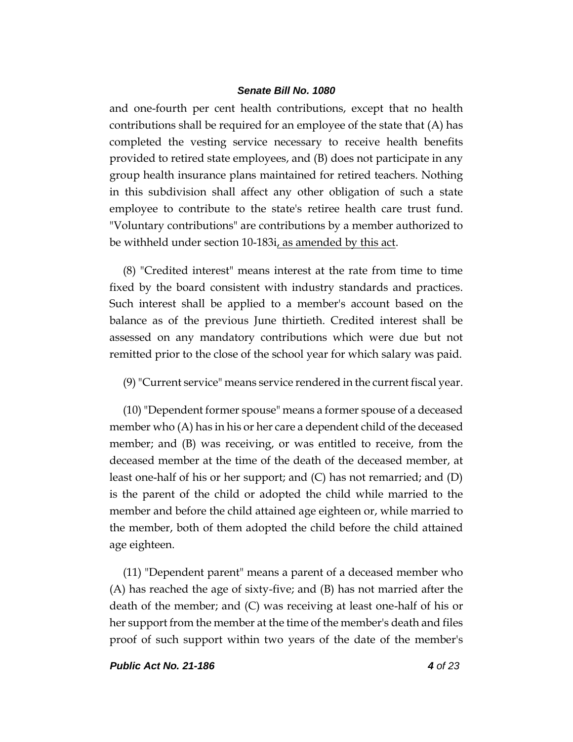and one-fourth per cent health contributions, except that no health contributions shall be required for an employee of the state that (A) has completed the vesting service necessary to receive health benefits provided to retired state employees, and (B) does not participate in any group health insurance plans maintained for retired teachers. Nothing in this subdivision shall affect any other obligation of such a state employee to contribute to the state's retiree health care trust fund. "Voluntary contributions" are contributions by a member authorized to be withheld under section 10-183i<u>, as amended by this act</u>.

(8) "Credited interest" means interest at the rate from time to time fixed by the board consistent with industry standards and practices. Such interest shall be applied to a member's account based on the balance as of the previous June thirtieth. Credited interest shall be assessed on any mandatory contributions which were due but not remitted prior to the close of the school year for which salary was paid.

(9) "Current service" means service rendered in the current fiscal year.

(10) "Dependent former spouse" means a former spouse of a deceased member who (A) has in his or her care a dependent child of the deceased member; and (B) was receiving, or was entitled to receive, from the deceased member at the time of the death of the deceased member, at least one-half of his or her support; and (C) has not remarried; and (D) is the parent of the child or adopted the child while married to the member and before the child attained age eighteen or, while married to the member, both of them adopted the child before the child attained age eighteen.

(11) "Dependent parent" means a parent of a deceased member who (A) has reached the age of sixty-five; and (B) has not married after the death of the member; and (C) was receiving at least one-half of his or her support from the member at the time of the member's death and files proof of such support within two years of the date of the member's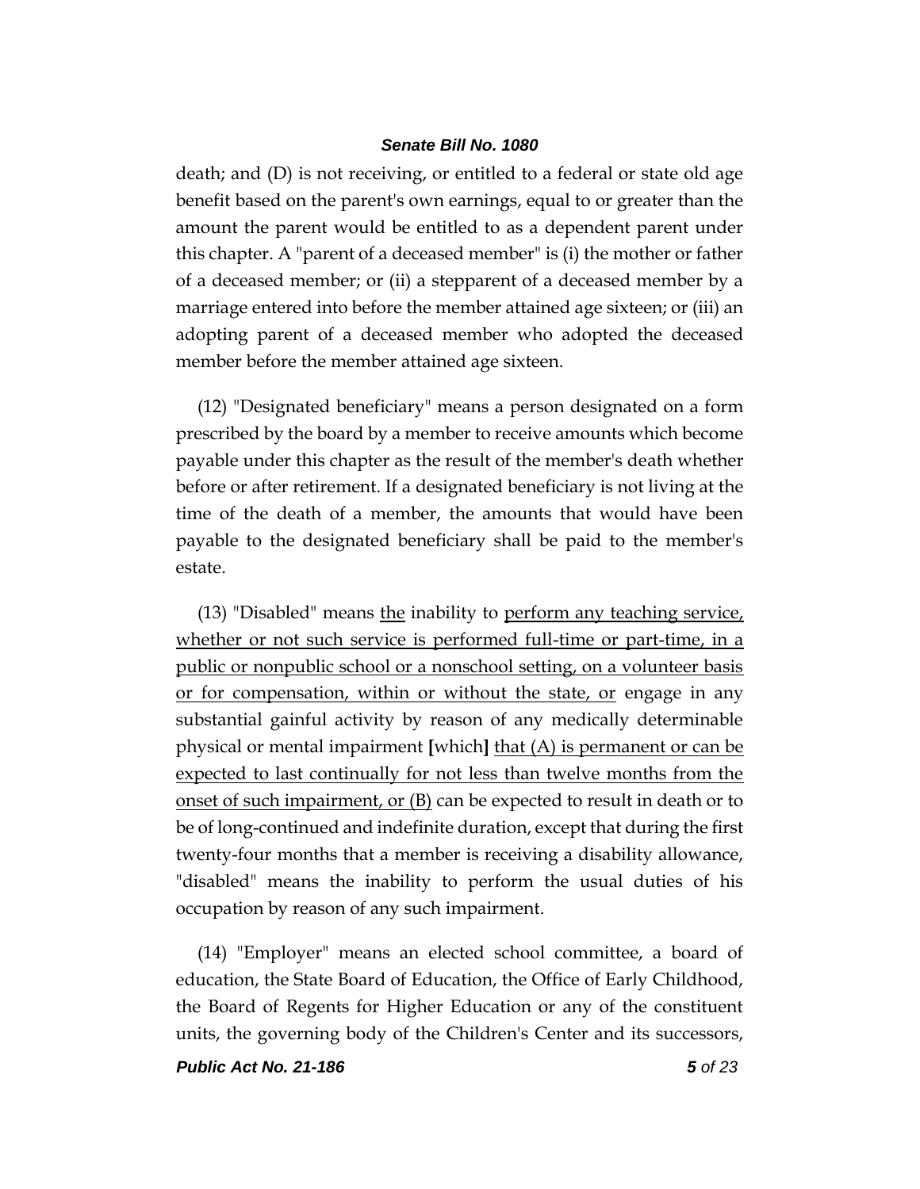death; and (D) is not receiving, or entitled to a federal or state old age benefit based on the parent's own earnings, equal to or greater than the amount the parent would be entitled to as a dependent parent under this chapter. A "parent of a deceased member" is (i) the mother or father of a deceased member; or (ii) a stepparent of a deceased member by a marriage entered into before the member attained age sixteen; or (iii) an adopting parent of a deceased member who adopted the deceased member before the member attained age sixteen.

(12) "Designated beneficiary" means a person designated on a form prescribed by the board by a member to receive amounts which become payable under this chapter as the result of the member's death whether before or after retirement. If a designated beneficiary is not living at the time of the death of a member, the amounts that would have been payable to the designated beneficiary shall be paid to the member's estate.

(13) "Disabled" means <u>the</u> inability to <u>perform any teaching service, whether or not such service is performed full-time or part-time, in a public or nonpublic school or a nonschool setting, on a volunteer basis or for compensation, within or without the state, or</u> engage in any substantial gainful activity by reason of any medically determinable physical or mental impairment **[**which**]** <u>that (A) is permanent or can be expected to last continually for not less than twelve months from the onset of such impairment, or (B)</u> can be expected to result in death or to be of long-continued and indefinite duration, except that during the first twenty-four months that a member is receiving a disability allowance, "disabled" means the inability to perform the usual duties of his occupation by reason of any such impairment.

(14) "Employer" means an elected school committee, a board of education, the State Board of Education, the Office of Early Childhood, the Board of Regents for Higher Education or any of the constituent units, the governing body of the Children's Center and its successors,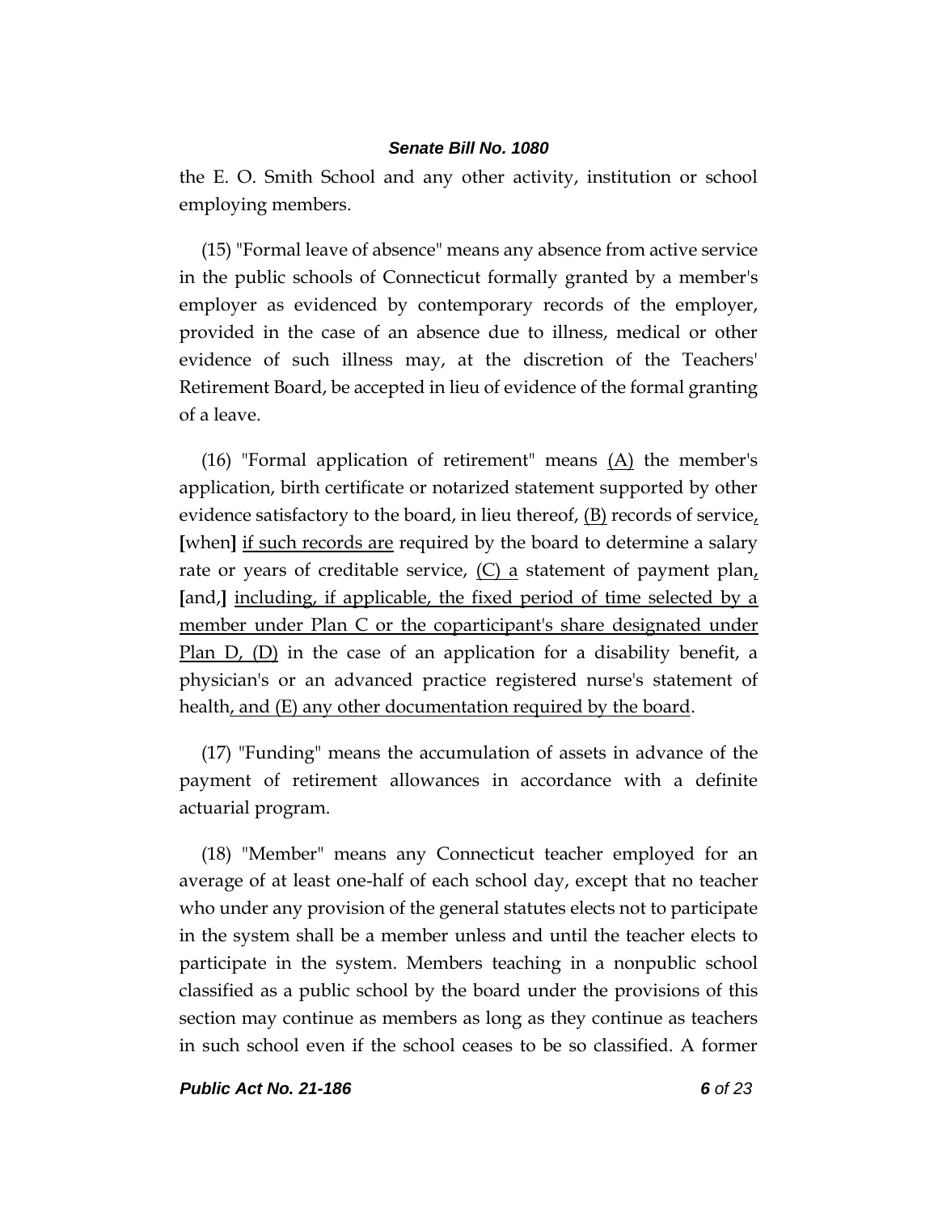the E. O. Smith School and any other activity, institution or school employing members.

(15) "Formal leave of absence" means any absence from active service in the public schools of Connecticut formally granted by a member's employer as evidenced by contemporary records of the employer, provided in the case of an absence due to illness, medical or other evidence of such illness may, at the discretion of the Teachers' Retirement Board, be accepted in lieu of evidence of the formal granting of a leave.

(16) "Formal application of retirement" means <u>(A)</u> the member's application, birth certificate or notarized statement supported by other evidence satisfactory to the board, in lieu thereof, <u>(B)</u> records of service<u>,</u> [when] <u>if such records are</u> required by the board to determine a salary rate or years of creditable service, <u>(C) a</u> statement of payment plan<u>,</u> [and,] <u>including, if applicable, the fixed period of time selected by a member under Plan C or the coparticipant's share designated under Plan D, (D)</u> in the case of an application for a disability benefit, a physician's or an advanced practice registered nurse's statement of health<u>, and (E) any other documentation required by the board</u>.

(17) "Funding" means the accumulation of assets in advance of the payment of retirement allowances in accordance with a definite actuarial program.

(18) "Member" means any Connecticut teacher employed for an average of at least one-half of each school day, except that no teacher who under any provision of the general statutes elects not to participate in the system shall be a member unless and until the teacher elects to participate in the system. Members teaching in a nonpublic school classified as a public school by the board under the provisions of this section may continue as members as long as they continue as teachers in such school even if the school ceases to be so classified. A former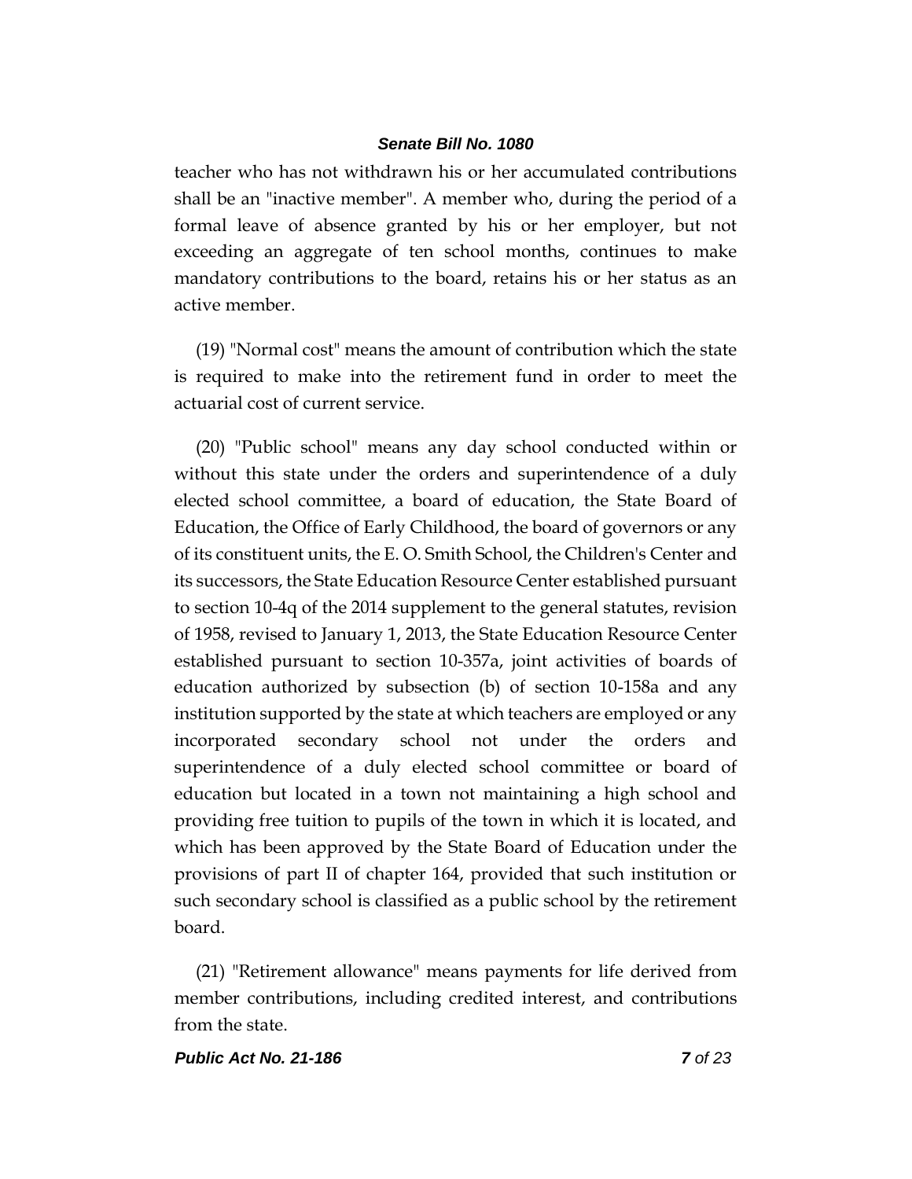teacher who has not withdrawn his or her accumulated contributions shall be an "inactive member". A member who, during the period of a formal leave of absence granted by his or her employer, but not exceeding an aggregate of ten school months, continues to make mandatory contributions to the board, retains his or her status as an active member.

(19) "Normal cost" means the amount of contribution which the state is required to make into the retirement fund in order to meet the actuarial cost of current service.

(20) "Public school" means any day school conducted within or without this state under the orders and superintendence of a duly elected school committee, a board of education, the State Board of Education, the Office of Early Childhood, the board of governors or any of its constituent units, the E. O. Smith School, the Children's Center and its successors, the State Education Resource Center established pursuant to section 10-4q of the 2014 supplement to the general statutes, revision of 1958, revised to January 1, 2013, the State Education Resource Center established pursuant to section 10-357a, joint activities of boards of education authorized by subsection (b) of section 10-158a and any institution supported by the state at which teachers are employed or any incorporated secondary school not under the orders and superintendence of a duly elected school committee or board of education but located in a town not maintaining a high school and providing free tuition to pupils of the town in which it is located, and which has been approved by the State Board of Education under the provisions of part II of chapter 164, provided that such institution or such secondary school is classified as a public school by the retirement board.

(21) "Retirement allowance" means payments for life derived from member contributions, including credited interest, and contributions from the state.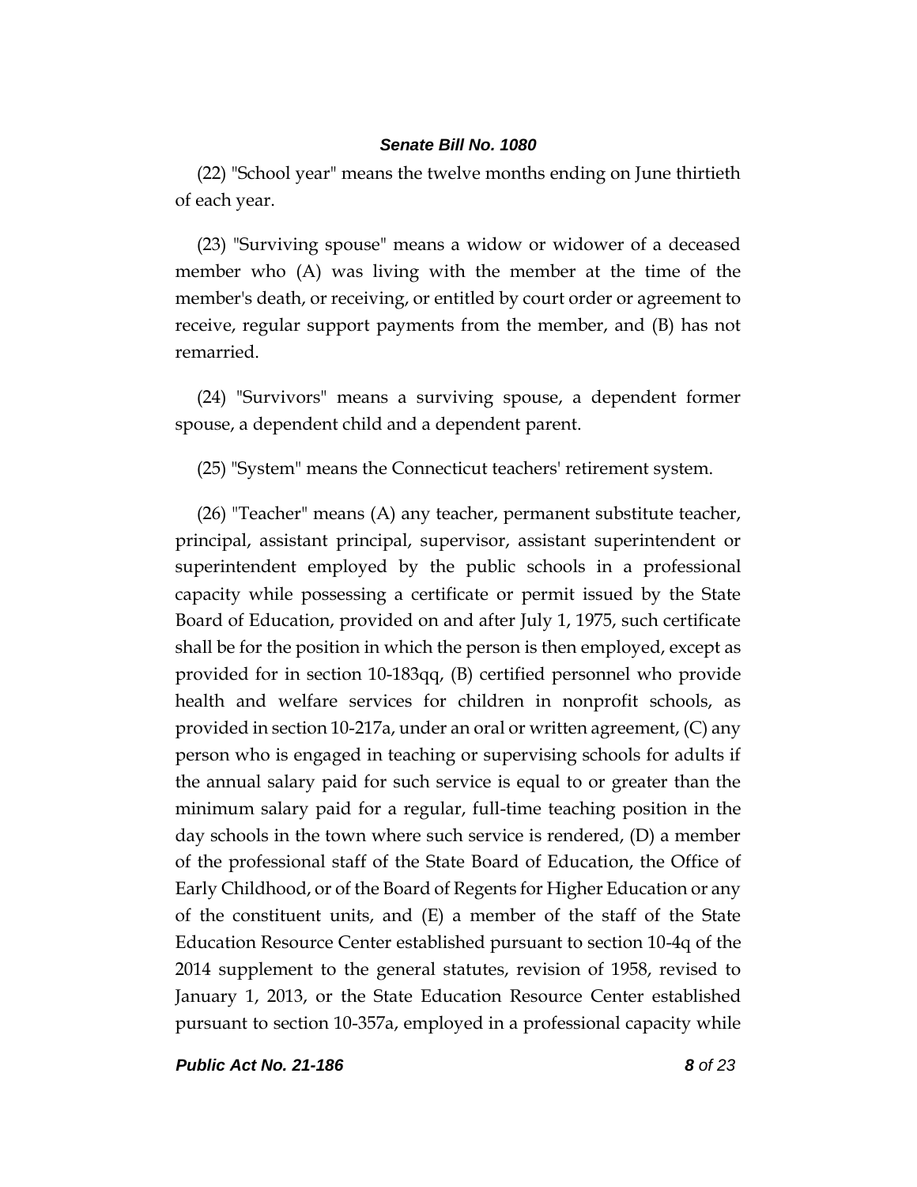(22) "School year" means the twelve months ending on June thirtieth of each year.

(23) "Surviving spouse" means a widow or widower of a deceased member who (A) was living with the member at the time of the member's death, or receiving, or entitled by court order or agreement to receive, regular support payments from the member, and (B) has not remarried.

(24) "Survivors" means a surviving spouse, a dependent former spouse, a dependent child and a dependent parent.

(25) "System" means the Connecticut teachers' retirement system.

(26) "Teacher" means (A) any teacher, permanent substitute teacher, principal, assistant principal, supervisor, assistant superintendent or superintendent employed by the public schools in a professional capacity while possessing a certificate or permit issued by the State Board of Education, provided on and after July 1, 1975, such certificate shall be for the position in which the person is then employed, except as provided for in section 10-183qq, (B) certified personnel who provide health and welfare services for children in nonprofit schools, as provided in section 10-217a, under an oral or written agreement, (C) any person who is engaged in teaching or supervising schools for adults if the annual salary paid for such service is equal to or greater than the minimum salary paid for a regular, full-time teaching position in the day schools in the town where such service is rendered, (D) a member of the professional staff of the State Board of Education, the Office of Early Childhood, or of the Board of Regents for Higher Education or any of the constituent units, and (E) a member of the staff of the State Education Resource Center established pursuant to section 10-4q of the 2014 supplement to the general statutes, revision of 1958, revised to January 1, 2013, or the State Education Resource Center established pursuant to section 10-357a, employed in a professional capacity while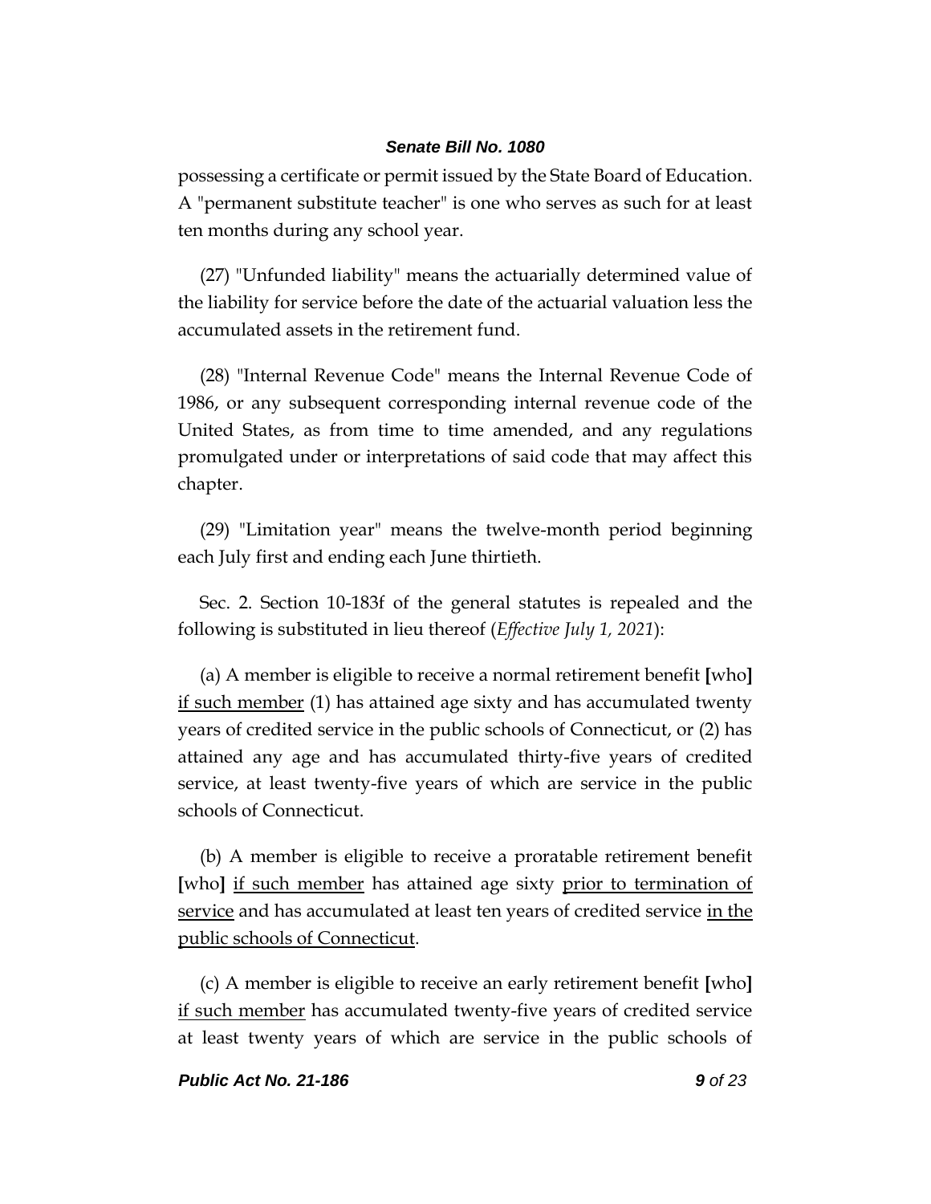possessing a certificate or permit issued by the State Board of Education. A "permanent substitute teacher" is one who serves as such for at least ten months during any school year.

(27) "Unfunded liability" means the actuarially determined value of the liability for service before the date of the actuarial valuation less the accumulated assets in the retirement fund.

(28) "Internal Revenue Code" means the Internal Revenue Code of 1986, or any subsequent corresponding internal revenue code of the United States, as from time to time amended, and any regulations promulgated under or interpretations of said code that may affect this chapter.

(29) "Limitation year" means the twelve-month period beginning each July first and ending each June thirtieth.

Sec. 2. Section 10-183f of the general statutes is repealed and the following is substituted in lieu thereof (*Effective July 1, 2021*):

(a) A member is eligible to receive a normal retirement benefit **[**who**]** <u>if such member</u> (1) has attained age sixty and has accumulated twenty years of credited service in the public schools of Connecticut, or (2) has attained any age and has accumulated thirty-five years of credited service, at least twenty-five years of which are service in the public schools of Connecticut.

(b) A member is eligible to receive a proratable retirement benefit **[**who**]** <u>if such member</u> has attained age sixty <u>prior to termination of service</u> and has accumulated at least ten years of credited service <u>in the public schools of Connecticut</u>.

(c) A member is eligible to receive an early retirement benefit **[**who**]** <u>if such member</u> has accumulated twenty-five years of credited service at least twenty years of which are service in the public schools of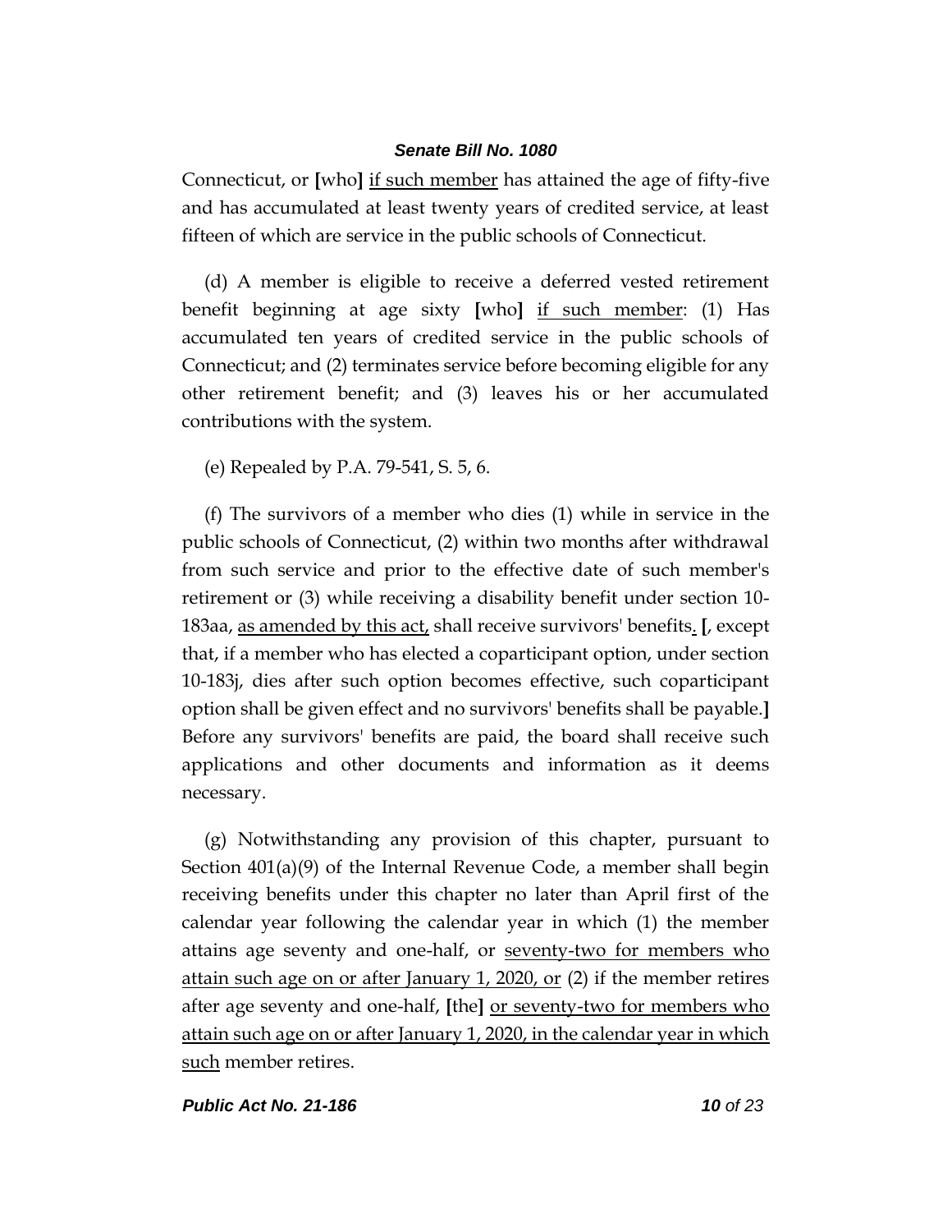Connecticut, or [who] <u>if such member</u> has attained the age of fifty-five and has accumulated at least twenty years of credited service, at least fifteen of which are service in the public schools of Connecticut.

(d) A member is eligible to receive a deferred vested retirement benefit beginning at age sixty [who] <u>if such member</u>: (1) Has accumulated ten years of credited service in the public schools of Connecticut; and (2) terminates service before becoming eligible for any other retirement benefit; and (3) leaves his or her accumulated contributions with the system.

(e) Repealed by P.A. 79-541, S. 5, 6.

(f) The survivors of a member who dies (1) while in service in the public schools of Connecticut, (2) within two months after withdrawal from such service and prior to the effective date of such member's retirement or (3) while receiving a disability benefit under section 10-183aa, <u>as amended by this act,</u> shall receive survivors' benefits<u>.</u> [, except that, if a member who has elected a coparticipant option, under section 10-183j, dies after such option becomes effective, such coparticipant option shall be given effect and no survivors' benefits shall be payable.] Before any survivors' benefits are paid, the board shall receive such applications and other documents and information as it deems necessary.

(g) Notwithstanding any provision of this chapter, pursuant to Section 401(a)(9) of the Internal Revenue Code, a member shall begin receiving benefits under this chapter no later than April first of the calendar year following the calendar year in which (1) the member attains age seventy and one-half, or <u>seventy-two for members who attain such age on or after January 1, 2020, or</u> (2) if the member retires after age seventy and one-half, [the] <u>or seventy-two for members who attain such age on or after January 1, 2020, in the calendar year in which such</u> member retires.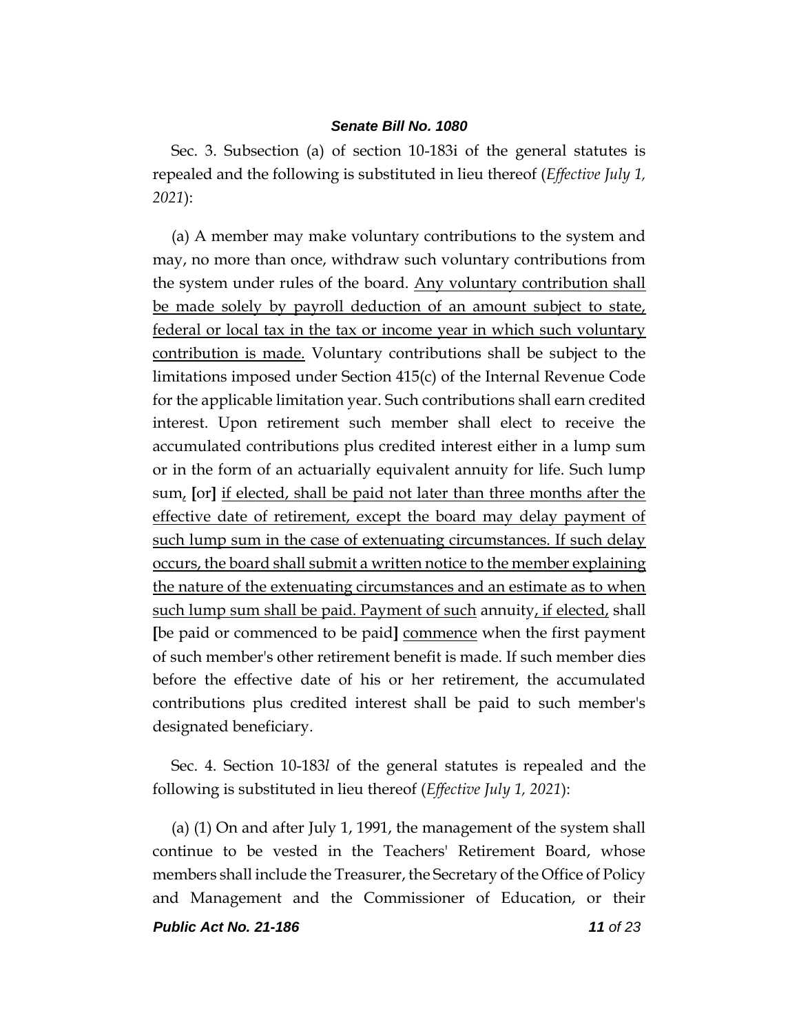Sec. 3. Subsection (a) of section 10-183i of the general statutes is repealed and the following is substituted in lieu thereof (*Effective July 1, 2021*):

(a) A member may make voluntary contributions to the system and may, no more than once, withdraw such voluntary contributions from the system under rules of the board. <u>Any voluntary contribution shall be made solely by payroll deduction of an amount subject to state, federal or local tax in the tax or income year in which such voluntary contribution is made.</u> Voluntary contributions shall be subject to the limitations imposed under Section 415(c) of the Internal Revenue Code for the applicable limitation year. Such contributions shall earn credited interest. Upon retirement such member shall elect to receive the accumulated contributions plus credited interest either in a lump sum or in the form of an actuarially equivalent annuity for life. Such lump sum<u>,</u> **[**or**]** <u>if elected, shall be paid not later than three months after the effective date of retirement, except the board may delay payment of such lump sum in the case of extenuating circumstances. If such delay occurs, the board shall submit a written notice to the member explaining the nature of the extenuating circumstances and an estimate as to when such lump sum shall be paid. Payment of such</u> annuity<u>, if elected,</u> shall **[**be paid or commenced to be paid**]** <u>commence</u> when the first payment of such member's other retirement benefit is made. If such member dies before the effective date of his or her retirement, the accumulated contributions plus credited interest shall be paid to such member's designated beneficiary.

Sec. 4. Section 10-183*l* of the general statutes is repealed and the following is substituted in lieu thereof (*Effective July 1, 2021*):

(a) (1) On and after July 1, 1991, the management of the system shall continue to be vested in the Teachers' Retirement Board, whose members shall include the Treasurer, the Secretary of the Office of Policy and Management and the Commissioner of Education, or their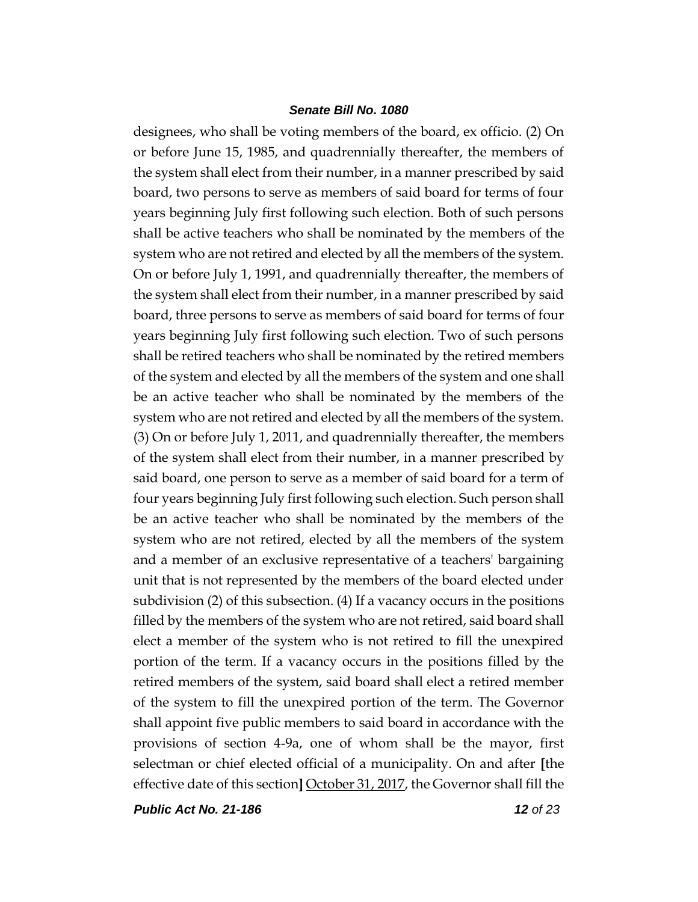designees, who shall be voting members of the board, ex officio. (2) On or before June 15, 1985, and quadrennially thereafter, the members of the system shall elect from their number, in a manner prescribed by said board, two persons to serve as members of said board for terms of four years beginning July first following such election. Both of such persons shall be active teachers who shall be nominated by the members of the system who are not retired and elected by all the members of the system. On or before July 1, 1991, and quadrennially thereafter, the members of the system shall elect from their number, in a manner prescribed by said board, three persons to serve as members of said board for terms of four years beginning July first following such election. Two of such persons shall be retired teachers who shall be nominated by the retired members of the system and elected by all the members of the system and one shall be an active teacher who shall be nominated by the members of the system who are not retired and elected by all the members of the system. (3) On or before July 1, 2011, and quadrennially thereafter, the members of the system shall elect from their number, in a manner prescribed by said board, one person to serve as a member of said board for a term of four years beginning July first following such election. Such person shall be an active teacher who shall be nominated by the members of the system who are not retired, elected by all the members of the system and a member of an exclusive representative of a teachers' bargaining unit that is not represented by the members of the board elected under subdivision (2) of this subsection. (4) If a vacancy occurs in the positions filled by the members of the system who are not retired, said board shall elect a member of the system who is not retired to fill the unexpired portion of the term. If a vacancy occurs in the positions filled by the retired members of the system, said board shall elect a retired member of the system to fill the unexpired portion of the term. The Governor shall appoint five public members to said board in accordance with the provisions of section 4-9a, one of whom shall be the mayor, first selectman or chief elected official of a municipality. On and after **[**the effective date of this section**]** <u>October 31, 2017</u>, the Governor shall fill the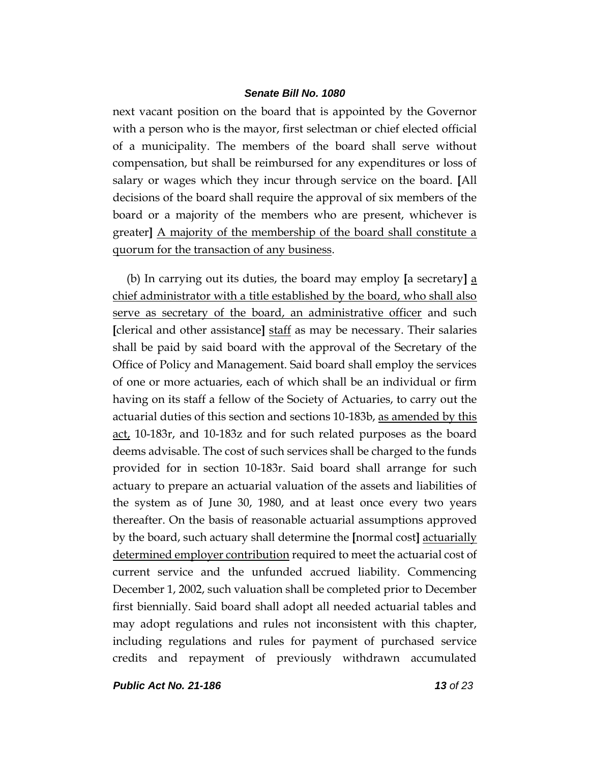next vacant position on the board that is appointed by the Governor with a person who is the mayor, first selectman or chief elected official of a municipality. The members of the board shall serve without compensation, but shall be reimbursed for any expenditures or loss of salary or wages which they incur through service on the board. **[**All decisions of the board shall require the approval of six members of the board or a majority of the members who are present, whichever is greater**]** <u>A majority of the membership of the board shall constitute a quorum for the transaction of any business</u>.

(b) In carrying out its duties, the board may employ **[**a secretary**]** <u>a chief administrator with a title established by the board, who shall also serve as secretary of the board, an administrative officer</u> and such **[**clerical and other assistance**]** <u>staff</u> as may be necessary. Their salaries shall be paid by said board with the approval of the Secretary of the Office of Policy and Management. Said board shall employ the services of one or more actuaries, each of which shall be an individual or firm having on its staff a fellow of the Society of Actuaries, to carry out the actuarial duties of this section and sections 10-183b, <u>as amended by this act,</u> 10-183r, and 10-183z and for such related purposes as the board deems advisable. The cost of such services shall be charged to the funds provided for in section 10-183r. Said board shall arrange for such actuary to prepare an actuarial valuation of the assets and liabilities of the system as of June 30, 1980, and at least once every two years thereafter. On the basis of reasonable actuarial assumptions approved by the board, such actuary shall determine the **[**normal cost**]** <u>actuarially determined employer contribution</u> required to meet the actuarial cost of current service and the unfunded accrued liability. Commencing December 1, 2002, such valuation shall be completed prior to December first biennially. Said board shall adopt all needed actuarial tables and may adopt regulations and rules not inconsistent with this chapter, including regulations and rules for payment of purchased service credits and repayment of previously withdrawn accumulated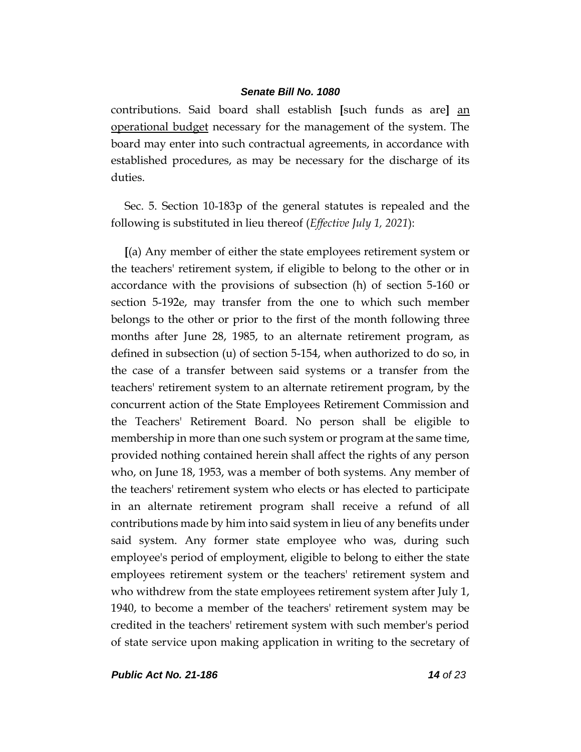contributions. Said board shall establish [such funds as are] an operational budget necessary for the management of the system. The board may enter into such contractual agreements, in accordance with established procedures, as may be necessary for the discharge of its duties.

Sec. 5. Section 10-183p of the general statutes is repealed and the following is substituted in lieu thereof (*Effective July 1, 2021*):

[(a) Any member of either the state employees retirement system or the teachers' retirement system, if eligible to belong to the other or in accordance with the provisions of subsection (h) of section 5-160 or section 5-192e, may transfer from the one to which such member belongs to the other or prior to the first of the month following three months after June 28, 1985, to an alternate retirement program, as defined in subsection (u) of section 5-154, when authorized to do so, in the case of a transfer between said systems or a transfer from the teachers' retirement system to an alternate retirement program, by the concurrent action of the State Employees Retirement Commission and the Teachers' Retirement Board. No person shall be eligible to membership in more than one such system or program at the same time, provided nothing contained herein shall affect the rights of any person who, on June 18, 1953, was a member of both systems. Any member of the teachers' retirement system who elects or has elected to participate in an alternate retirement program shall receive a refund of all contributions made by him into said system in lieu of any benefits under said system. Any former state employee who was, during such employee's period of employment, eligible to belong to either the state employees retirement system or the teachers' retirement system and who withdrew from the state employees retirement system after July 1, 1940, to become a member of the teachers' retirement system may be credited in the teachers' retirement system with such member's period of state service upon making application in writing to the secretary of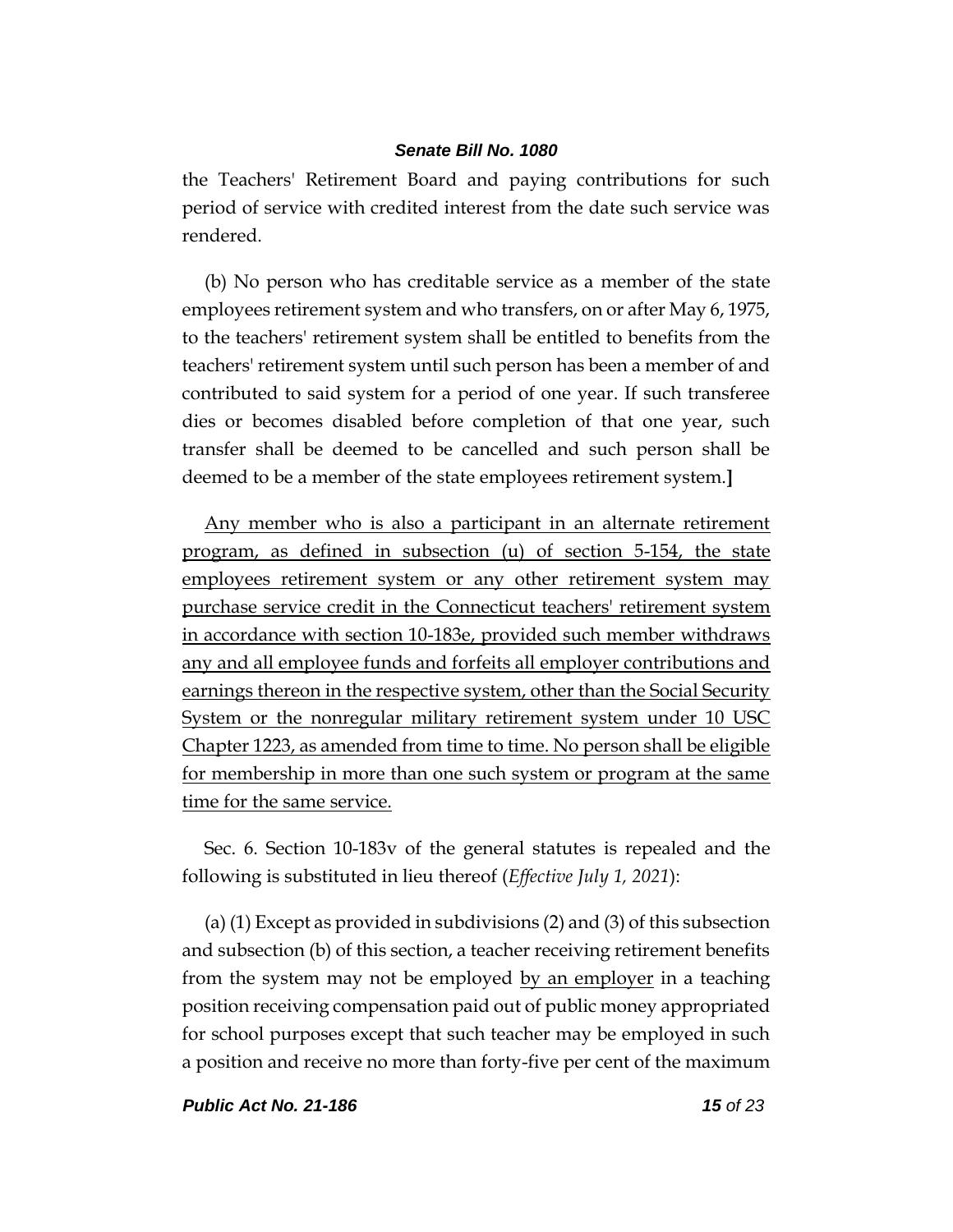the Teachers' Retirement Board and paying contributions for such period of service with credited interest from the date such service was rendered.

(b) No person who has creditable service as a member of the state employees retirement system and who transfers, on or after May 6, 1975, to the teachers' retirement system shall be entitled to benefits from the teachers' retirement system until such person has been a member of and contributed to said system for a period of one year. If such transferee dies or becomes disabled before completion of that one year, such transfer shall be deemed to be cancelled and such person shall be deemed to be a member of the state employees retirement system.**]**

<u>Any member who is also a participant in an alternate retirement program, as defined in subsection (u) of section 5-154, the state employees retirement system or any other retirement system may purchase service credit in the Connecticut teachers' retirement system in accordance with section 10-183e, provided such member withdraws any and all employee funds and forfeits all employer contributions and earnings thereon in the respective system, other than the Social Security System or the nonregular military retirement system under 10 USC Chapter 1223, as amended from time to time. No person shall be eligible for membership in more than one such system or program at the same time for the same service.</u>

Sec. 6. Section 10-183v of the general statutes is repealed and the following is substituted in lieu thereof (*Effective July 1, 2021*):

(a) (1) Except as provided in subdivisions (2) and (3) of this subsection and subsection (b) of this section, a teacher receiving retirement benefits from the system may not be employed <u>by an employer</u> in a teaching position receiving compensation paid out of public money appropriated for school purposes except that such teacher may be employed in such a position and receive no more than forty-five per cent of the maximum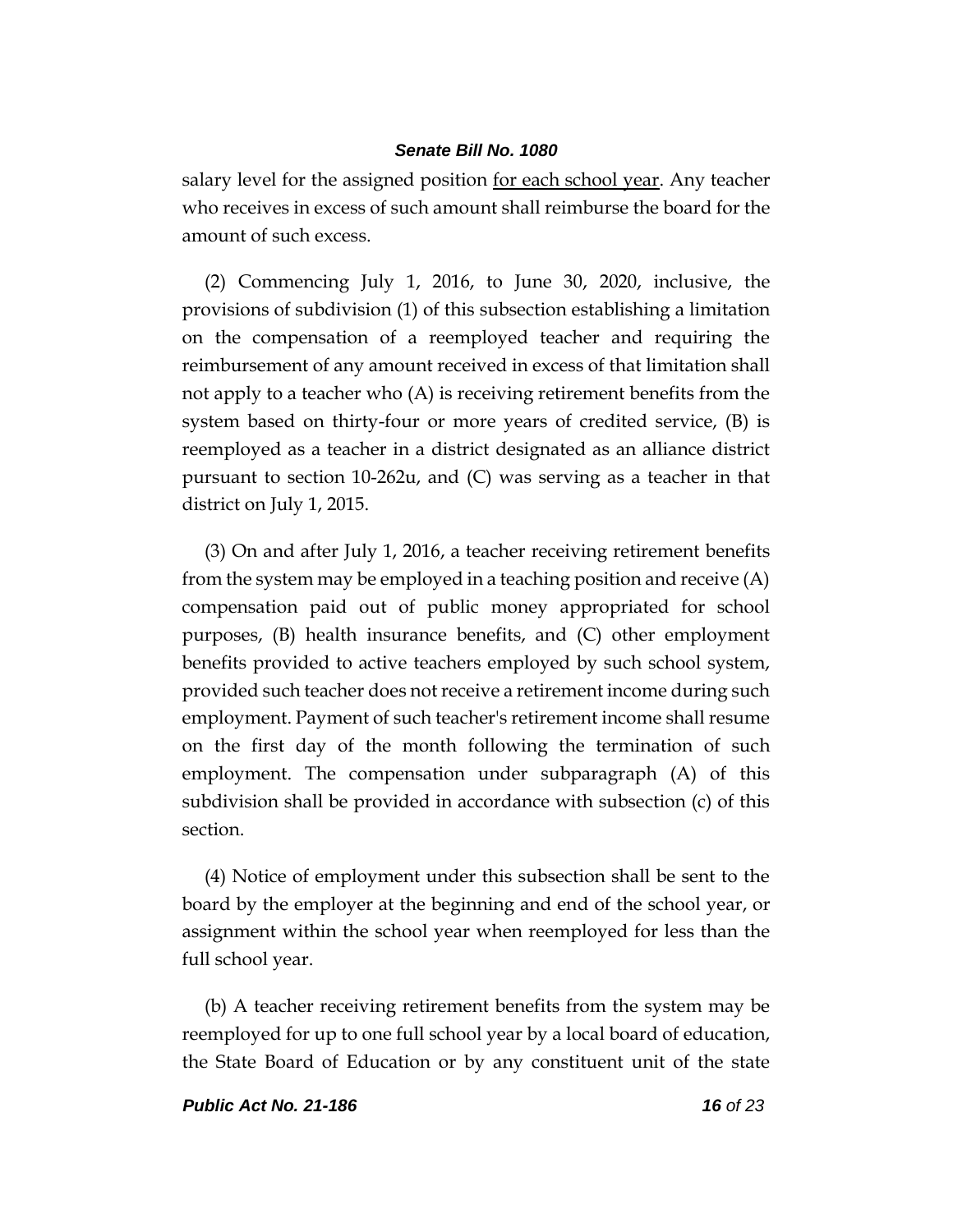salary level for the assigned position <u>for each school year</u>. Any teacher who receives in excess of such amount shall reimburse the board for the amount of such excess.

(2) Commencing July 1, 2016, to June 30, 2020, inclusive, the provisions of subdivision (1) of this subsection establishing a limitation on the compensation of a reemployed teacher and requiring the reimbursement of any amount received in excess of that limitation shall not apply to a teacher who (A) is receiving retirement benefits from the system based on thirty-four or more years of credited service, (B) is reemployed as a teacher in a district designated as an alliance district pursuant to section 10-262u, and (C) was serving as a teacher in that district on July 1, 2015.

(3) On and after July 1, 2016, a teacher receiving retirement benefits from the system may be employed in a teaching position and receive (A) compensation paid out of public money appropriated for school purposes, (B) health insurance benefits, and (C) other employment benefits provided to active teachers employed by such school system, provided such teacher does not receive a retirement income during such employment. Payment of such teacher's retirement income shall resume on the first day of the month following the termination of such employment. The compensation under subparagraph (A) of this subdivision shall be provided in accordance with subsection (c) of this section.

(4) Notice of employment under this subsection shall be sent to the board by the employer at the beginning and end of the school year, or assignment within the school year when reemployed for less than the full school year.

(b) A teacher receiving retirement benefits from the system may be reemployed for up to one full school year by a local board of education, the State Board of Education or by any constituent unit of the state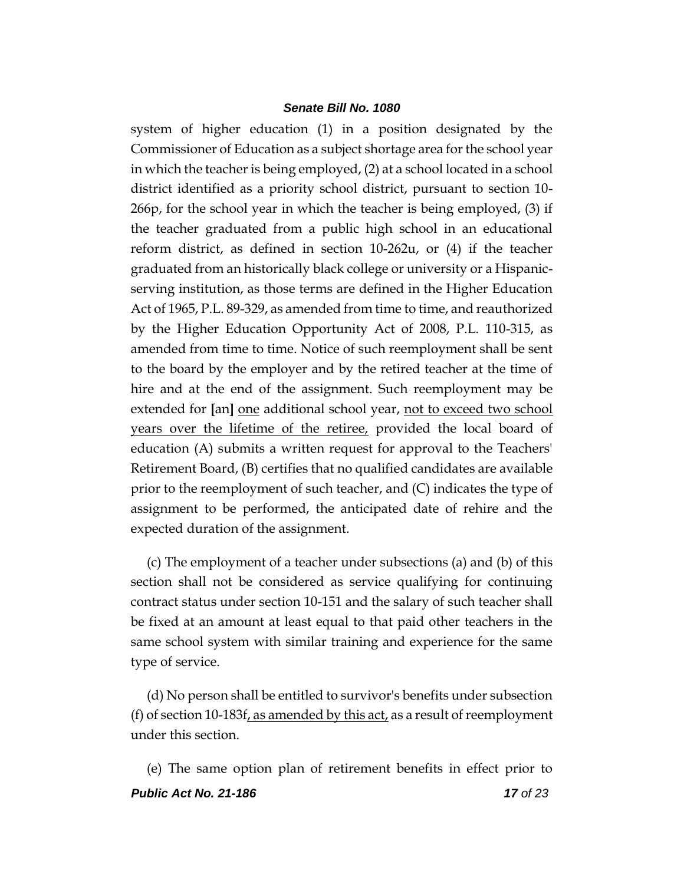system of higher education (1) in a position designated by the Commissioner of Education as a subject shortage area for the school year in which the teacher is being employed, (2) at a school located in a school district identified as a priority school district, pursuant to section 10-266p, for the school year in which the teacher is being employed, (3) if the teacher graduated from a public high school in an educational reform district, as defined in section 10-262u, or (4) if the teacher graduated from an historically black college or university or a Hispanic-serving institution, as those terms are defined in the Higher Education Act of 1965, P.L. 89-329, as amended from time to time, and reauthorized by the Higher Education Opportunity Act of 2008, P.L. 110-315, as amended from time to time. Notice of such reemployment shall be sent to the board by the employer and by the retired teacher at the time of hire and at the end of the assignment. Such reemployment may be extended for **[**an**]** <u>one</u> additional school year, <u>not to exceed two school years over the lifetime of the retiree,</u> provided the local board of education (A) submits a written request for approval to the Teachers' Retirement Board, (B) certifies that no qualified candidates are available prior to the reemployment of such teacher, and (C) indicates the type of assignment to be performed, the anticipated date of rehire and the expected duration of the assignment.

(c) The employment of a teacher under subsections (a) and (b) of this section shall not be considered as service qualifying for continuing contract status under section 10-151 and the salary of such teacher shall be fixed at an amount at least equal to that paid other teachers in the same school system with similar training and experience for the same type of service.

(d) No person shall be entitled to survivor's benefits under subsection (f) of section 10-183f<u>, as amended by this act,</u> as a result of reemployment under this section.

(e) The same option plan of retirement benefits in effect prior to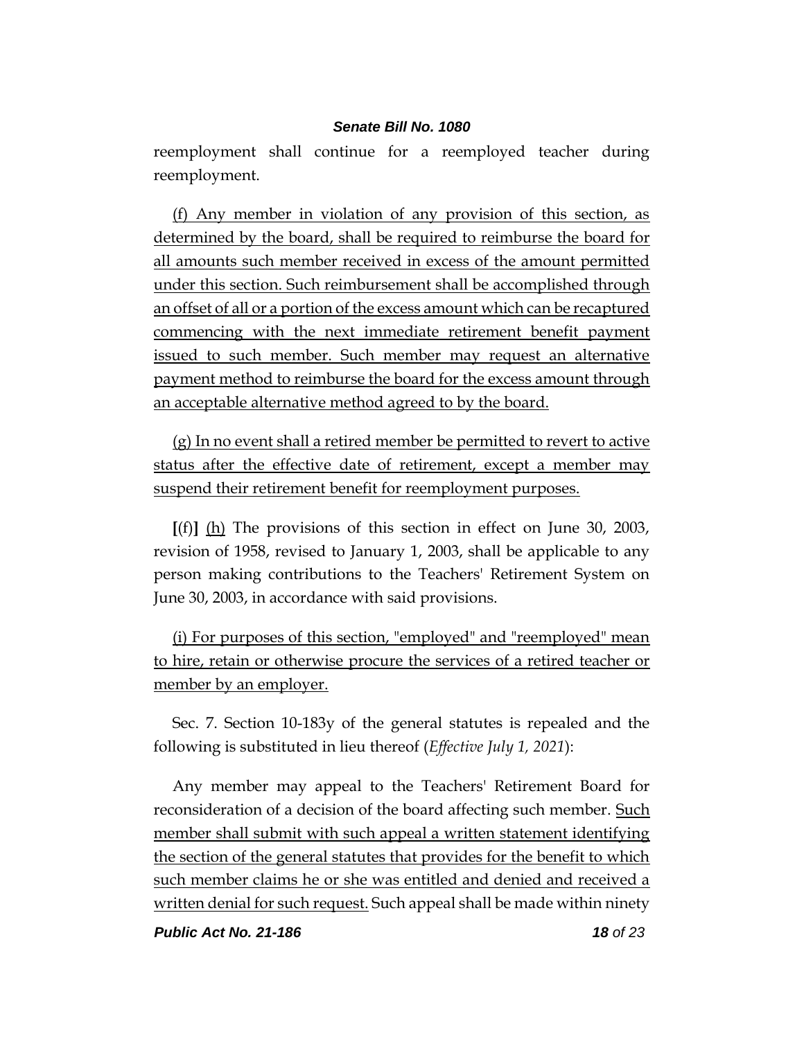reemployment shall continue for a reemployed teacher during reemployment.

(f) Any member in violation of any provision of this section, as determined by the board, shall be required to reimburse the board for all amounts such member received in excess of the amount permitted under this section. Such reimbursement shall be accomplished through an offset of all or a portion of the excess amount which can be recaptured commencing with the next immediate retirement benefit payment issued to such member. Such member may request an alternative payment method to reimburse the board for the excess amount through an acceptable alternative method agreed to by the board.

(g) In no event shall a retired member be permitted to revert to active status after the effective date of retirement, except a member may suspend their retirement benefit for reemployment purposes.

**[**(f)**]** (h) The provisions of this section in effect on June 30, 2003, revision of 1958, revised to January 1, 2003, shall be applicable to any person making contributions to the Teachers' Retirement System on June 30, 2003, in accordance with said provisions.

(i) For purposes of this section, "employed" and "reemployed" mean to hire, retain or otherwise procure the services of a retired teacher or member by an employer.

Sec. 7. Section 10-183y of the general statutes is repealed and the following is substituted in lieu thereof (*Effective July 1, 2021*):

Any member may appeal to the Teachers' Retirement Board for reconsideration of a decision of the board affecting such member. Such member shall submit with such appeal a written statement identifying the section of the general statutes that provides for the benefit to which such member claims he or she was entitled and denied and received a written denial for such request. Such appeal shall be made within ninety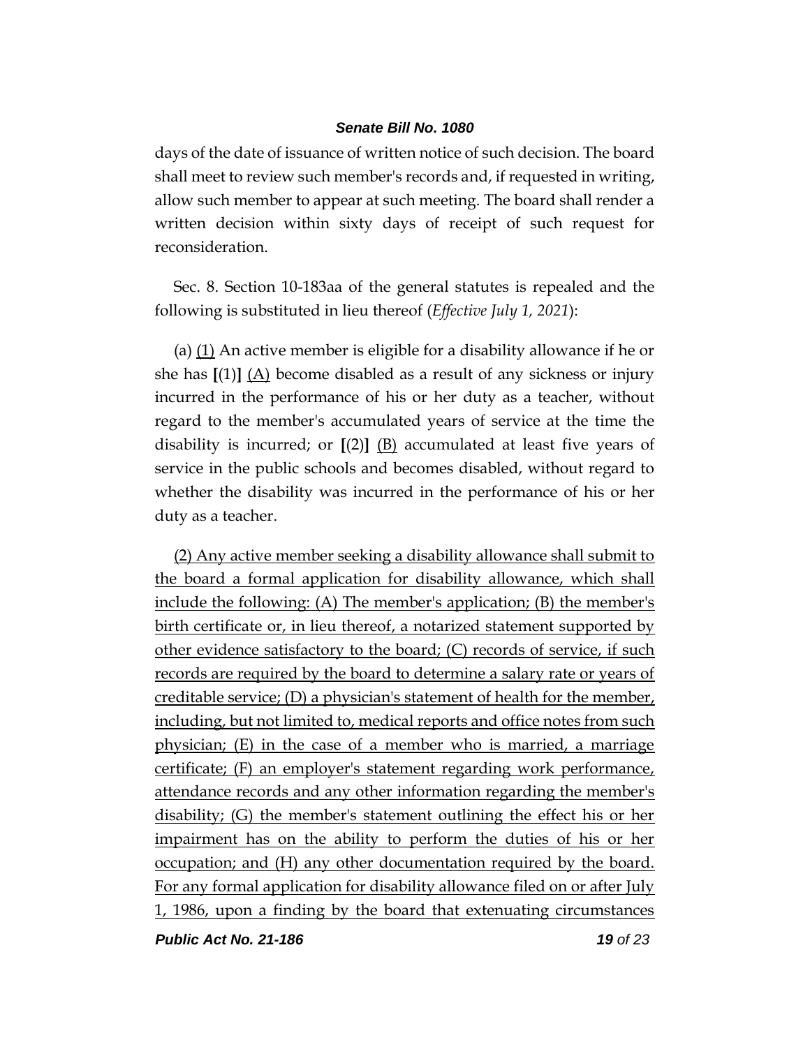days of the date of issuance of written notice of such decision. The board shall meet to review such member's records and, if requested in writing, allow such member to appear at such meeting. The board shall render a written decision within sixty days of receipt of such request for reconsideration.

Sec. 8. Section 10-183aa of the general statutes is repealed and the following is substituted in lieu thereof (*Effective July 1, 2021*):

(a) (1) An active member is eligible for a disability allowance if he or she has [(1)] (A) become disabled as a result of any sickness or injury incurred in the performance of his or her duty as a teacher, without regard to the member's accumulated years of service at the time the disability is incurred; or [(2)] (B) accumulated at least five years of service in the public schools and becomes disabled, without regard to whether the disability was incurred in the performance of his or her duty as a teacher.

(2) Any active member seeking a disability allowance shall submit to the board a formal application for disability allowance, which shall include the following: (A) The member's application; (B) the member's birth certificate or, in lieu thereof, a notarized statement supported by other evidence satisfactory to the board; (C) records of service, if such records are required by the board to determine a salary rate or years of creditable service; (D) a physician's statement of health for the member, including, but not limited to, medical reports and office notes from such physician; (E) in the case of a member who is married, a marriage certificate; (F) an employer's statement regarding work performance, attendance records and any other information regarding the member's disability; (G) the member's statement outlining the effect his or her impairment has on the ability to perform the duties of his or her occupation; and (H) any other documentation required by the board. For any formal application for disability allowance filed on or after July 1, 1986, upon a finding by the board that extenuating circumstances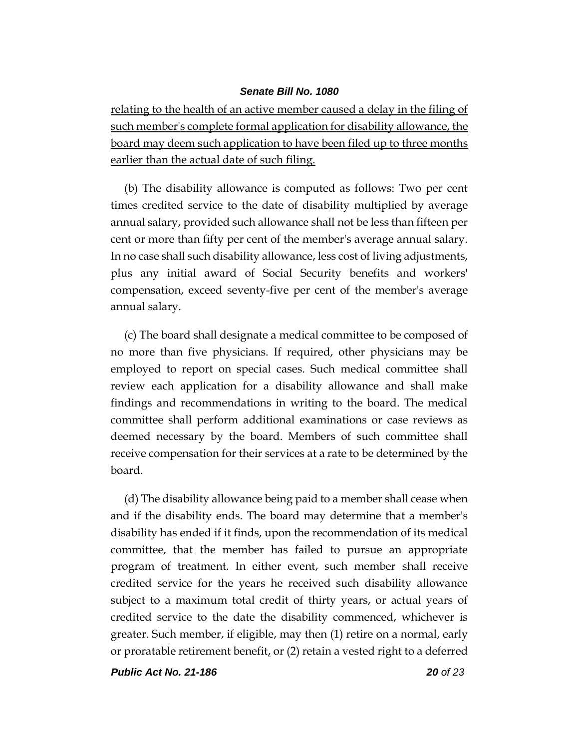relating to the health of an active member caused a delay in the filing of such member's complete formal application for disability allowance, the board may deem such application to have been filed up to three months earlier than the actual date of such filing.

(b) The disability allowance is computed as follows: Two per cent times credited service to the date of disability multiplied by average annual salary, provided such allowance shall not be less than fifteen per cent or more than fifty per cent of the member's average annual salary. In no case shall such disability allowance, less cost of living adjustments, plus any initial award of Social Security benefits and workers' compensation, exceed seventy-five per cent of the member's average annual salary.

(c) The board shall designate a medical committee to be composed of no more than five physicians. If required, other physicians may be employed to report on special cases. Such medical committee shall review each application for a disability allowance and shall make findings and recommendations in writing to the board. The medical committee shall perform additional examinations or case reviews as deemed necessary by the board. Members of such committee shall receive compensation for their services at a rate to be determined by the board.

(d) The disability allowance being paid to a member shall cease when and if the disability ends. The board may determine that a member's disability has ended if it finds, upon the recommendation of its medical committee, that the member has failed to pursue an appropriate program of treatment. In either event, such member shall receive credited service for the years he received such disability allowance subject to a maximum total credit of thirty years, or actual years of credited service to the date the disability commenced, whichever is greater. Such member, if eligible, may then (1) retire on a normal, early or proratable retirement benefit, or (2) retain a vested right to a deferred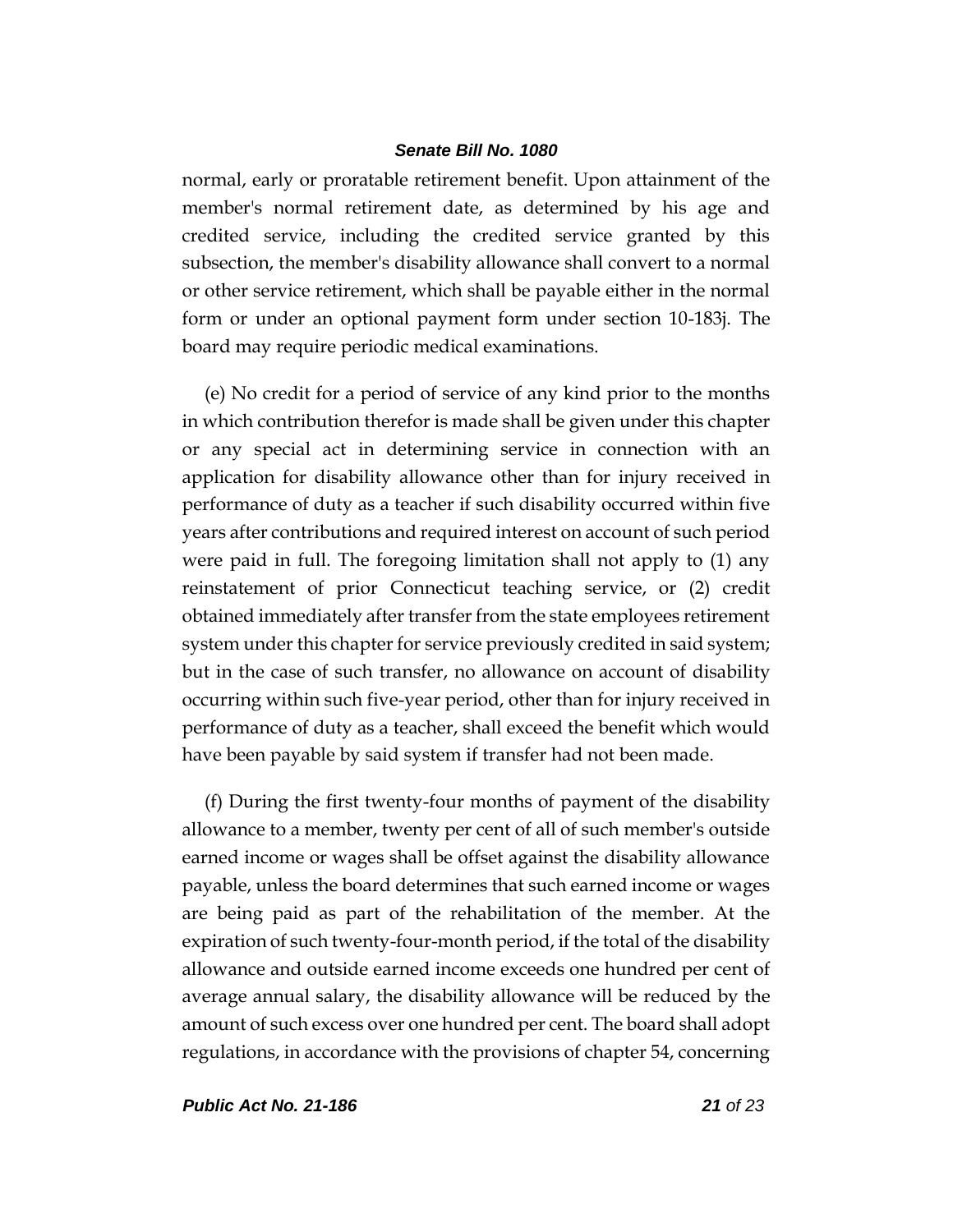normal, early or proratable retirement benefit. Upon attainment of the member's normal retirement date, as determined by his age and credited service, including the credited service granted by this subsection, the member's disability allowance shall convert to a normal or other service retirement, which shall be payable either in the normal form or under an optional payment form under section 10-183j. The board may require periodic medical examinations.

(e) No credit for a period of service of any kind prior to the months in which contribution therefor is made shall be given under this chapter or any special act in determining service in connection with an application for disability allowance other than for injury received in performance of duty as a teacher if such disability occurred within five years after contributions and required interest on account of such period were paid in full. The foregoing limitation shall not apply to (1) any reinstatement of prior Connecticut teaching service, or (2) credit obtained immediately after transfer from the state employees retirement system under this chapter for service previously credited in said system; but in the case of such transfer, no allowance on account of disability occurring within such five-year period, other than for injury received in performance of duty as a teacher, shall exceed the benefit which would have been payable by said system if transfer had not been made.

(f) During the first twenty-four months of payment of the disability allowance to a member, twenty per cent of all of such member's outside earned income or wages shall be offset against the disability allowance payable, unless the board determines that such earned income or wages are being paid as part of the rehabilitation of the member. At the expiration of such twenty-four-month period, if the total of the disability allowance and outside earned income exceeds one hundred per cent of average annual salary, the disability allowance will be reduced by the amount of such excess over one hundred per cent. The board shall adopt regulations, in accordance with the provisions of chapter 54, concerning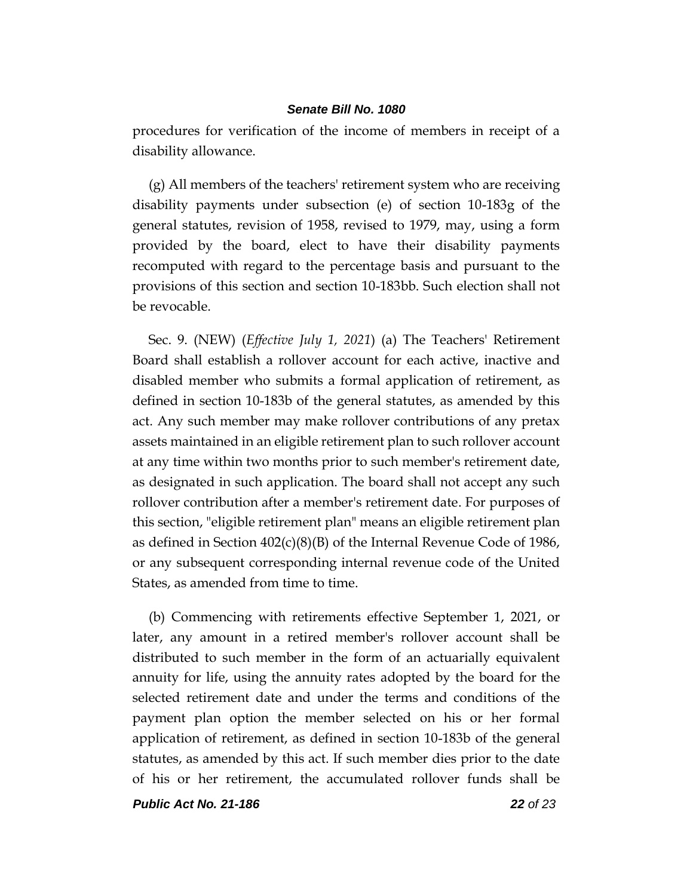procedures for verification of the income of members in receipt of a disability allowance.

(g) All members of the teachers' retirement system who are receiving disability payments under subsection (e) of section 10-183g of the general statutes, revision of 1958, revised to 1979, may, using a form provided by the board, elect to have their disability payments recomputed with regard to the percentage basis and pursuant to the provisions of this section and section 10-183bb. Such election shall not be revocable.

Sec. 9. (NEW) (*Effective July 1, 2021*) (a) The Teachers' Retirement Board shall establish a rollover account for each active, inactive and disabled member who submits a formal application of retirement, as defined in section 10-183b of the general statutes, as amended by this act. Any such member may make rollover contributions of any pretax assets maintained in an eligible retirement plan to such rollover account at any time within two months prior to such member's retirement date, as designated in such application. The board shall not accept any such rollover contribution after a member's retirement date. For purposes of this section, "eligible retirement plan" means an eligible retirement plan as defined in Section 402(c)(8)(B) of the Internal Revenue Code of 1986, or any subsequent corresponding internal revenue code of the United States, as amended from time to time.

(b) Commencing with retirements effective September 1, 2021, or later, any amount in a retired member's rollover account shall be distributed to such member in the form of an actuarially equivalent annuity for life, using the annuity rates adopted by the board for the selected retirement date and under the terms and conditions of the payment plan option the member selected on his or her formal application of retirement, as defined in section 10-183b of the general statutes, as amended by this act. If such member dies prior to the date of his or her retirement, the accumulated rollover funds shall be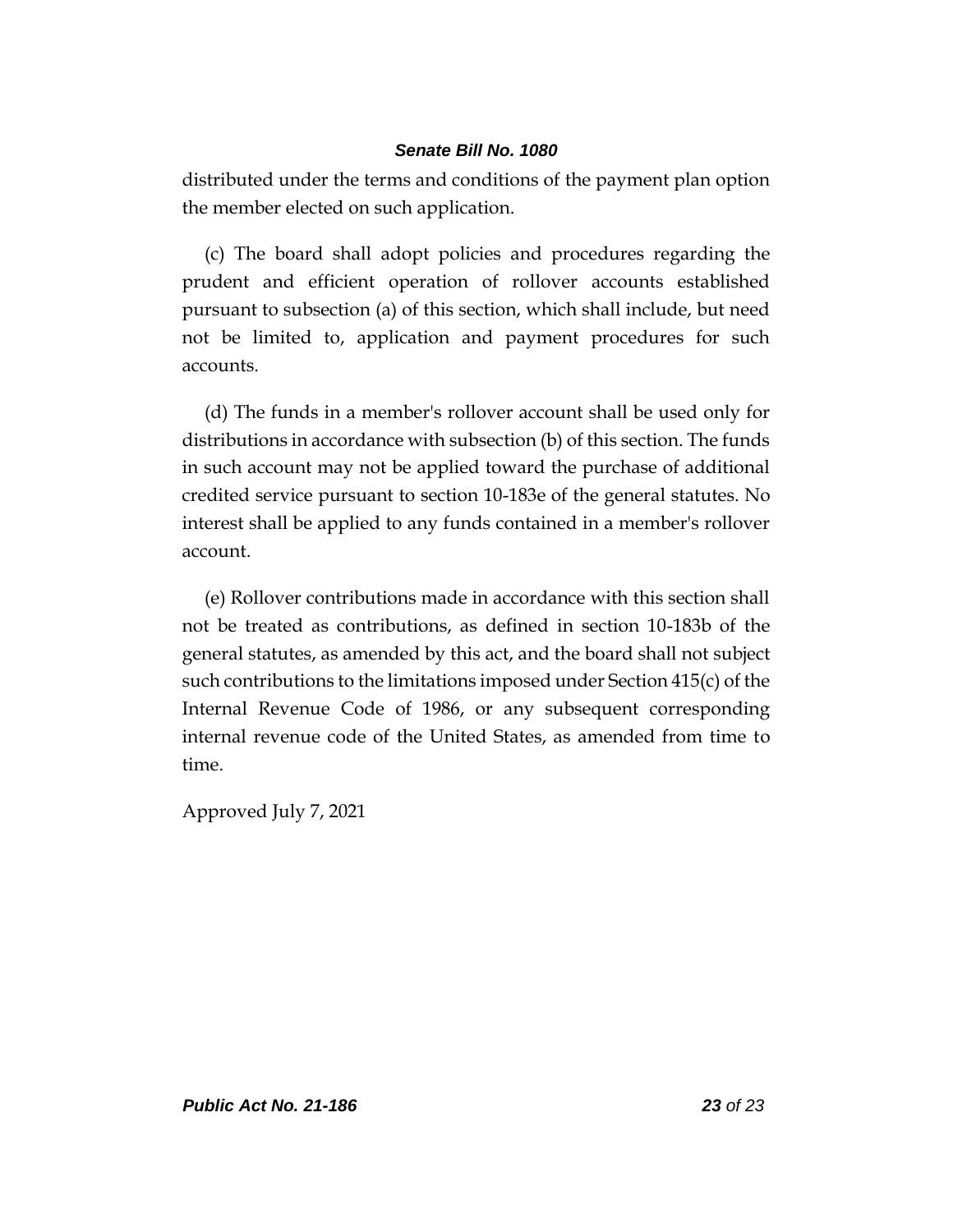distributed under the terms and conditions of the payment plan option the member elected on such application.

(c) The board shall adopt policies and procedures regarding the prudent and efficient operation of rollover accounts established pursuant to subsection (a) of this section, which shall include, but need not be limited to, application and payment procedures for such accounts.

(d) The funds in a member's rollover account shall be used only for distributions in accordance with subsection (b) of this section. The funds in such account may not be applied toward the purchase of additional credited service pursuant to section 10-183e of the general statutes. No interest shall be applied to any funds contained in a member's rollover account.

(e) Rollover contributions made in accordance with this section shall not be treated as contributions, as defined in section 10-183b of the general statutes, as amended by this act, and the board shall not subject such contributions to the limitations imposed under Section 415(c) of the Internal Revenue Code of 1986, or any subsequent corresponding internal revenue code of the United States, as amended from time to time.

Approved July 7, 2021